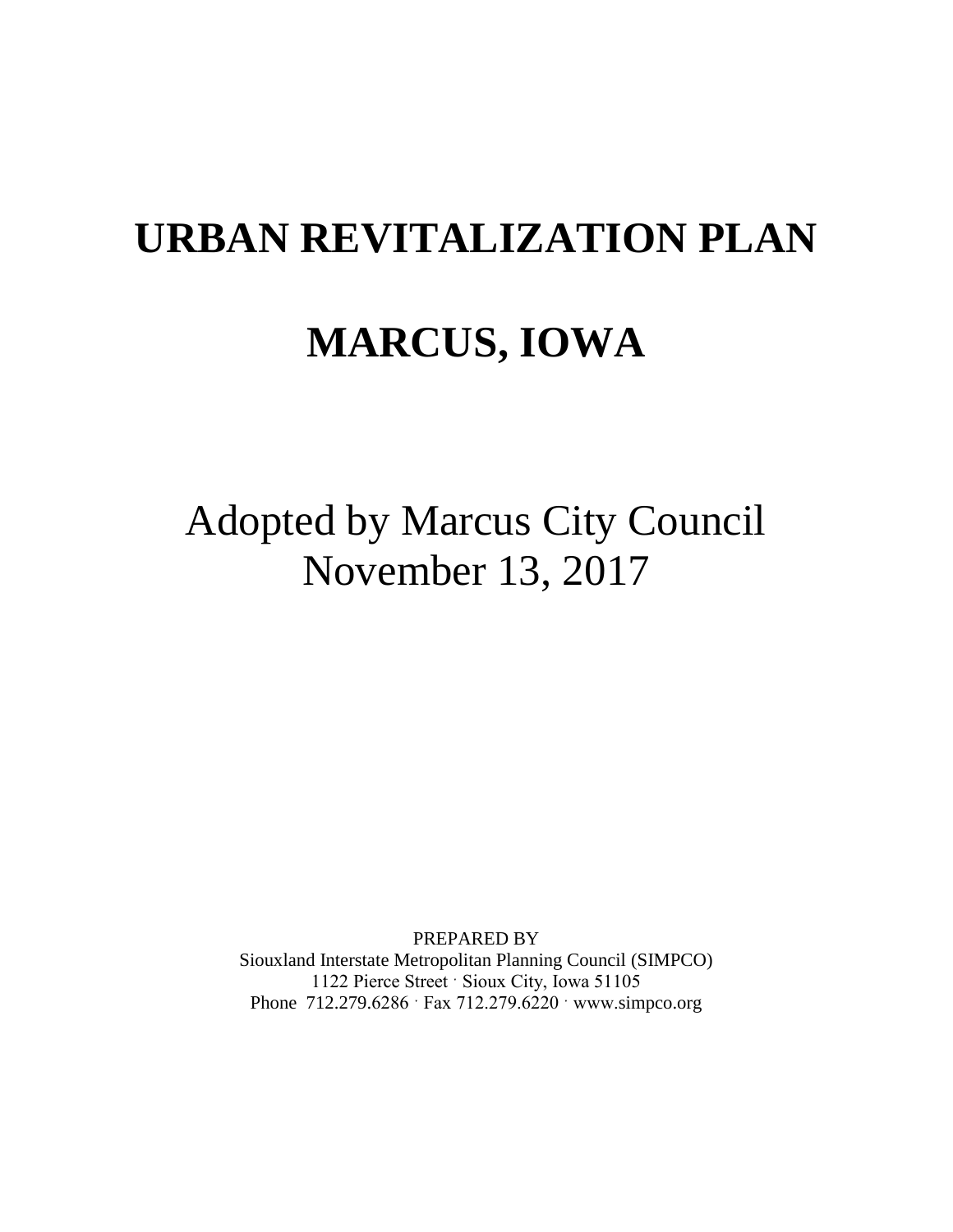# URBAN REVITALIZATION PLAN

# MARCUS, IOWA

Adopted by Marcus City Council
November 13, 2017

PREPARED BY
Siouxland Interstate Metropolitan Planning Council (SIMPCO)
1122 Pierce Street · Sioux City, Iowa 51105
Phone 712.279.6286 · Fax 712.279.6220 · www.simpco.org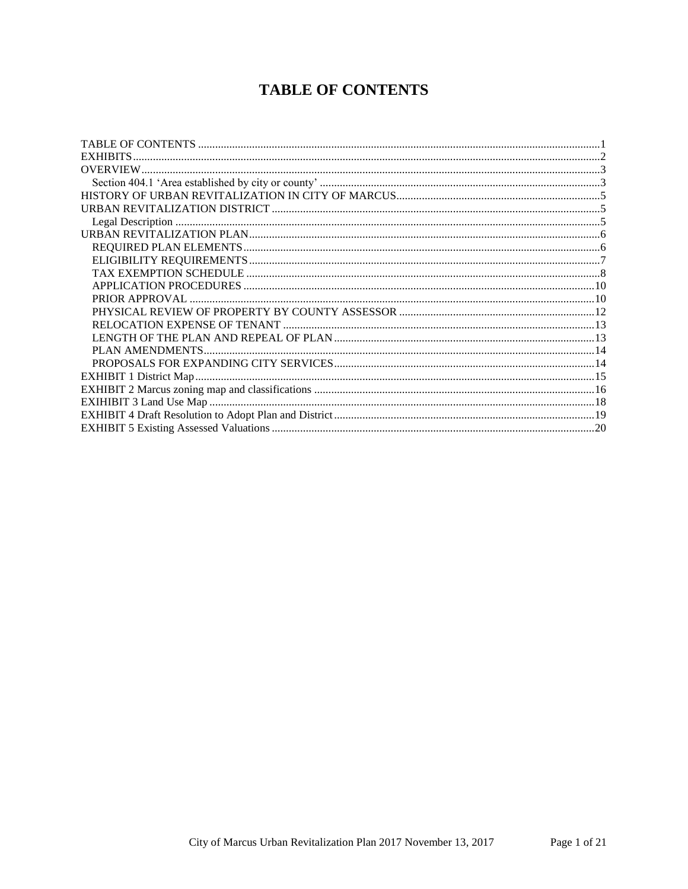# TABLE OF CONTENTS

TABLE OF CONTENTS ....................................................................................................................................1
EXHIBITS....................................................................................................................................................2
OVERVIEW..................................................................................................................................................3
  Section 404.1 'Area established by city or county' ..................................................................................3
HISTORY OF URBAN REVITALIZATION IN CITY OF MARCUS........................................................................5
URBAN REVITALIZATION DISTRICT ..........................................................................................................5
  Legal Description ......................................................................................................................................5
URBAN REVITALIZATION PLAN................................................................................................................6
  REQUIRED PLAN ELEMENTS..................................................................................................................6
  ELIGIBILITY REQUIREMENTS.................................................................................................................7
  TAX EXEMPTION SCHEDULE .................................................................................................................8
  APPLICATION PROCEDURES ................................................................................................................10
  PRIOR APPROVAL ...................................................................................................................................10
  PHYSICAL REVIEW OF PROPERTY BY COUNTY ASSESSOR .....................................................................12
  RELOCATION EXPENSE OF TENANT ......................................................................................................13
  LENGTH OF THE PLAN AND REPEAL OF PLAN .......................................................................................13
  PLAN AMENDMENTS..............................................................................................................................14
  PROPOSALS FOR EXPANDING CITY SERVICES........................................................................................14
EXHIBIT 1 District Map..............................................................................................................................15
EXHIBIT 2 Marcus zoning map and classifications ....................................................................................16
EXIHIBIT 3 Land Use Map.........................................................................................................................18
EXHIBIT 4 Draft Resolution to Adopt Plan and District...............................................................................19
EXHIBIT 5 Existing Assessed Valuations ...................................................................................................20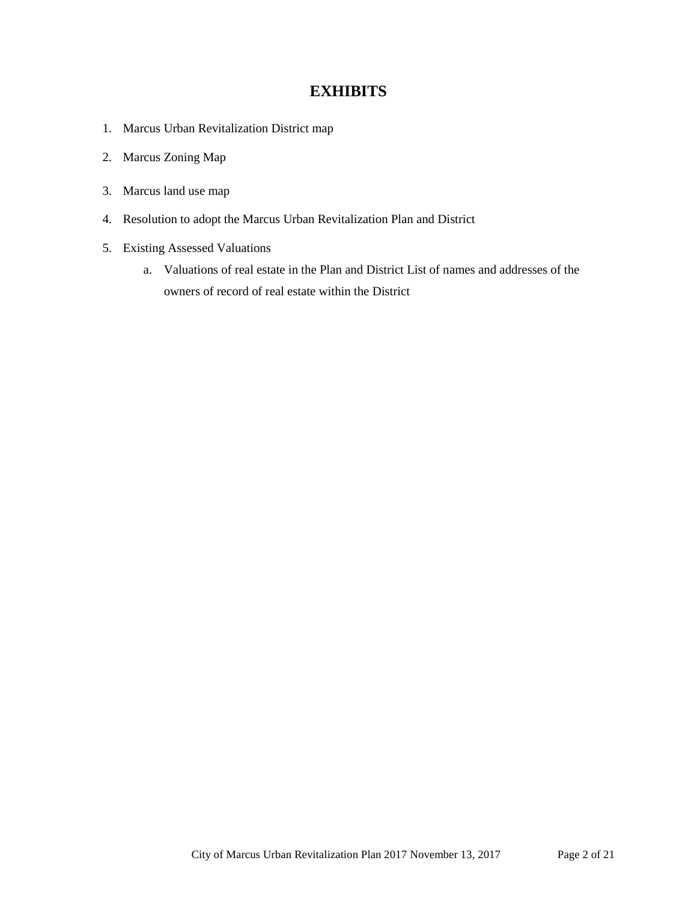# EXHIBITS

1. Marcus Urban Revitalization District map
2. Marcus Zoning Map
3. Marcus land use map
4. Resolution to adopt the Marcus Urban Revitalization Plan and District
5. Existing Assessed Valuations
    a. Valuations of real estate in the Plan and District List of names and addresses of the owners of record of real estate within the District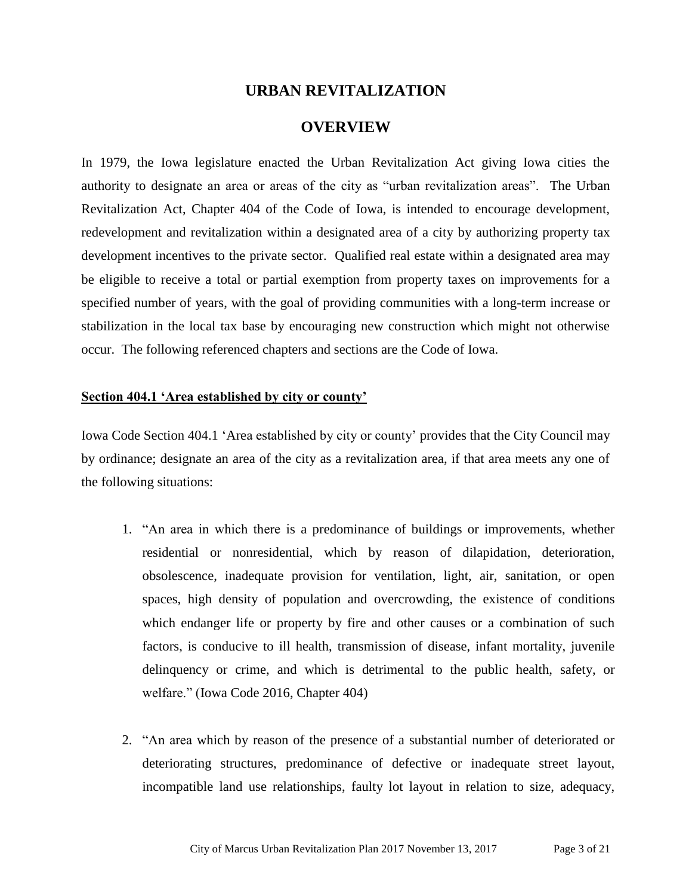# URBAN REVITALIZATION

## OVERVIEW

In 1979, the Iowa legislature enacted the Urban Revitalization Act giving Iowa cities the authority to designate an area or areas of the city as "urban revitalization areas". The Urban Revitalization Act, Chapter 404 of the Code of Iowa, is intended to encourage development, redevelopment and revitalization within a designated area of a city by authorizing property tax development incentives to the private sector. Qualified real estate within a designated area may be eligible to receive a total or partial exemption from property taxes on improvements for a specified number of years, with the goal of providing communities with a long-term increase or stabilization in the local tax base by encouraging new construction which might not otherwise occur. The following referenced chapters and sections are the Code of Iowa.

**Section 404.1 'Area established by city or county'**

Iowa Code Section 404.1 'Area established by city or county' provides that the City Council may by ordinance; designate an area of the city as a revitalization area, if that area meets any one of the following situations:

1. "An area in which there is a predominance of buildings or improvements, whether residential or nonresidential, which by reason of dilapidation, deterioration, obsolescence, inadequate provision for ventilation, light, air, sanitation, or open spaces, high density of population and overcrowding, the existence of conditions which endanger life or property by fire and other causes or a combination of such factors, is conducive to ill health, transmission of disease, infant mortality, juvenile delinquency or crime, and which is detrimental to the public health, safety, or welfare." (Iowa Code 2016, Chapter 404)

2. "An area which by reason of the presence of a substantial number of deteriorated or deteriorating structures, predominance of defective or inadequate street layout, incompatible land use relationships, faulty lot layout in relation to size, adequacy,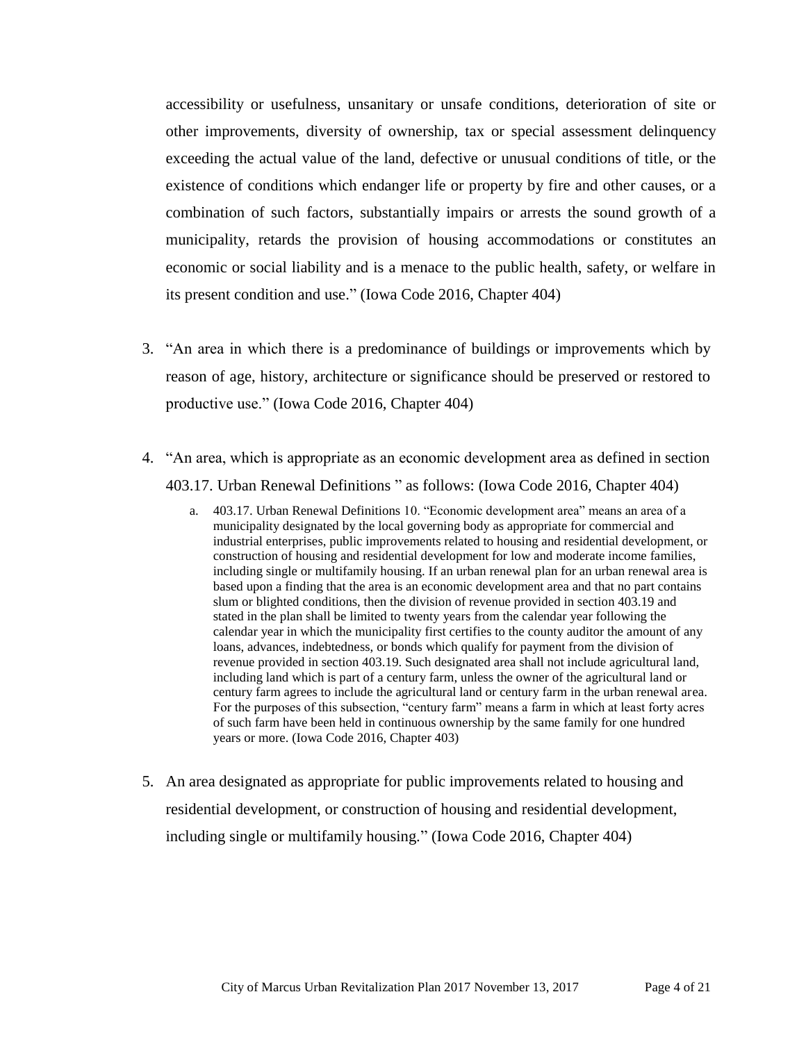accessibility or usefulness, unsanitary or unsafe conditions, deterioration of site or other improvements, diversity of ownership, tax or special assessment delinquency exceeding the actual value of the land, defective or unusual conditions of title, or the existence of conditions which endanger life or property by fire and other causes, or a combination of such factors, substantially impairs or arrests the sound growth of a municipality, retards the provision of housing accommodations or constitutes an economic or social liability and is a menace to the public health, safety, or welfare in its present condition and use." (Iowa Code 2016, Chapter 404)

3. "An area in which there is a predominance of buildings or improvements which by reason of age, history, architecture or significance should be preserved or restored to productive use." (Iowa Code 2016, Chapter 404)

4. "An area, which is appropriate as an economic development area as defined in section 403.17. Urban Renewal Definitions " as follows: (Iowa Code 2016, Chapter 404)
   a. 403.17. Urban Renewal Definitions 10. "Economic development area" means an area of a municipality designated by the local governing body as appropriate for commercial and industrial enterprises, public improvements related to housing and residential development, or construction of housing and residential development for low and moderate income families, including single or multifamily housing. If an urban renewal plan for an urban renewal area is based upon a finding that the area is an economic development area and that no part contains slum or blighted conditions, then the division of revenue provided in section 403.19 and stated in the plan shall be limited to twenty years from the calendar year following the calendar year in which the municipality first certifies to the county auditor the amount of any loans, advances, indebtedness, or bonds which qualify for payment from the division of revenue provided in section 403.19. Such designated area shall not include agricultural land, including land which is part of a century farm, unless the owner of the agricultural land or century farm agrees to include the agricultural land or century farm in the urban renewal area. For the purposes of this subsection, "century farm" means a farm in which at least forty acres of such farm have been held in continuous ownership by the same family for one hundred years or more. (Iowa Code 2016, Chapter 403)

5. An area designated as appropriate for public improvements related to housing and residential development, or construction of housing and residential development, including single or multifamily housing." (Iowa Code 2016, Chapter 404)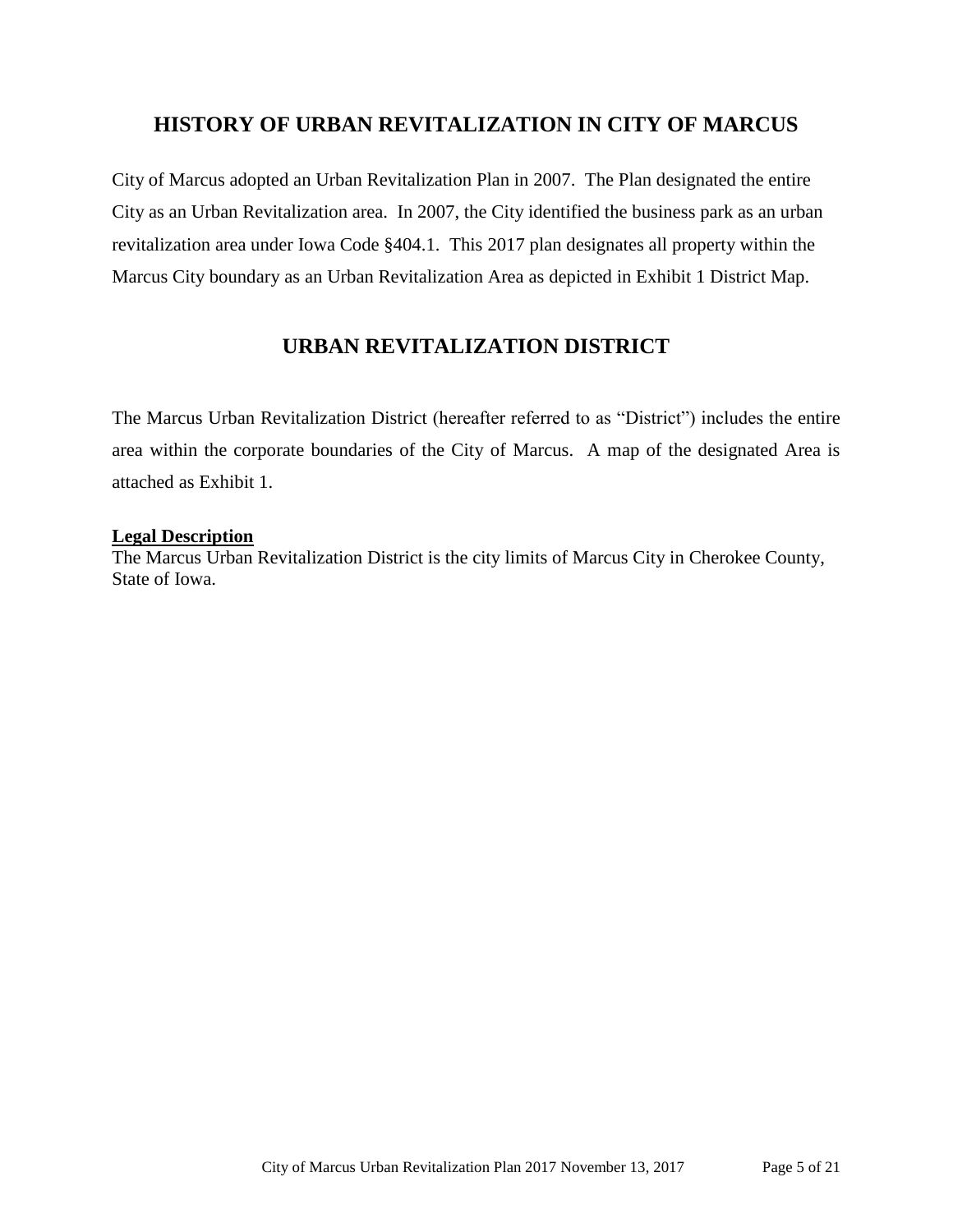## HISTORY OF URBAN REVITALIZATION IN CITY OF MARCUS

City of Marcus adopted an Urban Revitalization Plan in 2007. The Plan designated the entire City as an Urban Revitalization area. In 2007, the City identified the business park as an urban revitalization area under Iowa Code §404.1. This 2017 plan designates all property within the Marcus City boundary as an Urban Revitalization Area as depicted in Exhibit 1 District Map.

## URBAN REVITALIZATION DISTRICT

The Marcus Urban Revitalization District (hereafter referred to as "District") includes the entire area within the corporate boundaries of the City of Marcus. A map of the designated Area is attached as Exhibit 1.

**Legal Description**

The Marcus Urban Revitalization District is the city limits of Marcus City in Cherokee County, State of Iowa.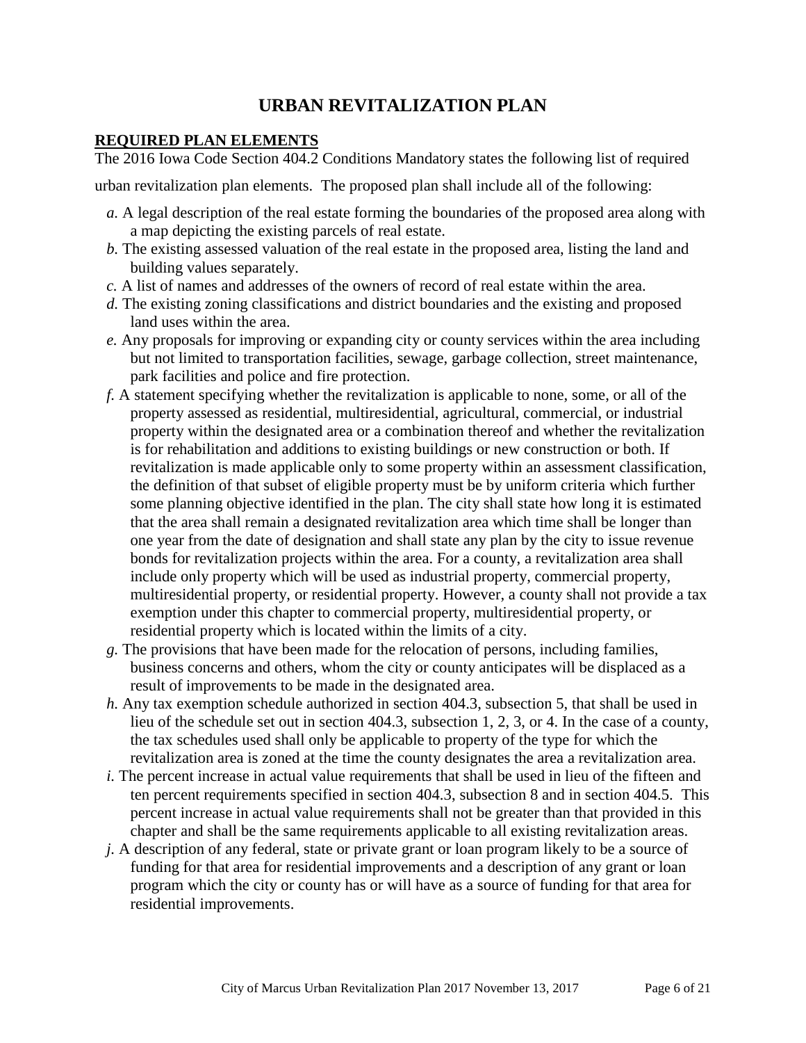# URBAN REVITALIZATION PLAN

## REQUIRED PLAN ELEMENTS

The 2016 Iowa Code Section 404.2 Conditions Mandatory states the following list of required urban revitalization plan elements. The proposed plan shall include all of the following:

- *a.* A legal description of the real estate forming the boundaries of the proposed area along with a map depicting the existing parcels of real estate.
- *b.* The existing assessed valuation of the real estate in the proposed area, listing the land and building values separately.
- *c.* A list of names and addresses of the owners of record of real estate within the area.
- *d.* The existing zoning classifications and district boundaries and the existing and proposed land uses within the area.
- *e.* Any proposals for improving or expanding city or county services within the area including but not limited to transportation facilities, sewage, garbage collection, street maintenance, park facilities and police and fire protection.
- *f.* A statement specifying whether the revitalization is applicable to none, some, or all of the property assessed as residential, multiresidential, agricultural, commercial, or industrial property within the designated area or a combination thereof and whether the revitalization is for rehabilitation and additions to existing buildings or new construction or both. If revitalization is made applicable only to some property within an assessment classification, the definition of that subset of eligible property must be by uniform criteria which further some planning objective identified in the plan. The city shall state how long it is estimated that the area shall remain a designated revitalization area which time shall be longer than one year from the date of designation and shall state any plan by the city to issue revenue bonds for revitalization projects within the area. For a county, a revitalization area shall include only property which will be used as industrial property, commercial property, multiresidential property, or residential property. However, a county shall not provide a tax exemption under this chapter to commercial property, multiresidential property, or residential property which is located within the limits of a city.
- *g.* The provisions that have been made for the relocation of persons, including families, business concerns and others, whom the city or county anticipates will be displaced as a result of improvements to be made in the designated area.
- *h.* Any tax exemption schedule authorized in section 404.3, subsection 5, that shall be used in lieu of the schedule set out in section 404.3, subsection 1, 2, 3, or 4. In the case of a county, the tax schedules used shall only be applicable to property of the type for which the revitalization area is zoned at the time the county designates the area a revitalization area.
- *i.* The percent increase in actual value requirements that shall be used in lieu of the fifteen and ten percent requirements specified in section 404.3, subsection 8 and in section 404.5. This percent increase in actual value requirements shall not be greater than that provided in this chapter and shall be the same requirements applicable to all existing revitalization areas.
- *j.* A description of any federal, state or private grant or loan program likely to be a source of funding for that area for residential improvements and a description of any grant or loan program which the city or county has or will have as a source of funding for that area for residential improvements.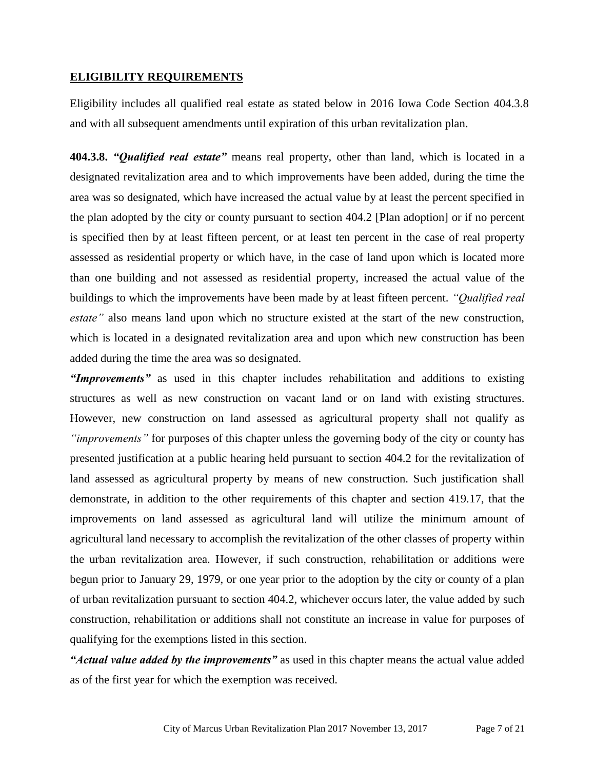## ELIGIBILITY REQUIREMENTS

Eligibility includes all qualified real estate as stated below in 2016 Iowa Code Section 404.3.8 and with all subsequent amendments until expiration of this urban revitalization plan.

**404.3.8.** ***"Qualified real estate"*** means real property, other than land, which is located in a designated revitalization area and to which improvements have been added, during the time the area was so designated, which have increased the actual value by at least the percent specified in the plan adopted by the city or county pursuant to section 404.2 [Plan adoption] or if no percent is specified then by at least fifteen percent, or at least ten percent in the case of real property assessed as residential property or which have, in the case of land upon which is located more than one building and not assessed as residential property, increased the actual value of the buildings to which the improvements have been made by at least fifteen percent. *"Qualified real estate"* also means land upon which no structure existed at the start of the new construction, which is located in a designated revitalization area and upon which new construction has been added during the time the area was so designated.

***"Improvements"*** as used in this chapter includes rehabilitation and additions to existing structures as well as new construction on vacant land or on land with existing structures. However, new construction on land assessed as agricultural property shall not qualify as *"improvements"* for purposes of this chapter unless the governing body of the city or county has presented justification at a public hearing held pursuant to section 404.2 for the revitalization of land assessed as agricultural property by means of new construction. Such justification shall demonstrate, in addition to the other requirements of this chapter and section 419.17, that the improvements on land assessed as agricultural land will utilize the minimum amount of agricultural land necessary to accomplish the revitalization of the other classes of property within the urban revitalization area. However, if such construction, rehabilitation or additions were begun prior to January 29, 1979, or one year prior to the adoption by the city or county of a plan of urban revitalization pursuant to section 404.2, whichever occurs later, the value added by such construction, rehabilitation or additions shall not constitute an increase in value for purposes of qualifying for the exemptions listed in this section.

***"Actual value added by the improvements"*** as used in this chapter means the actual value added as of the first year for which the exemption was received.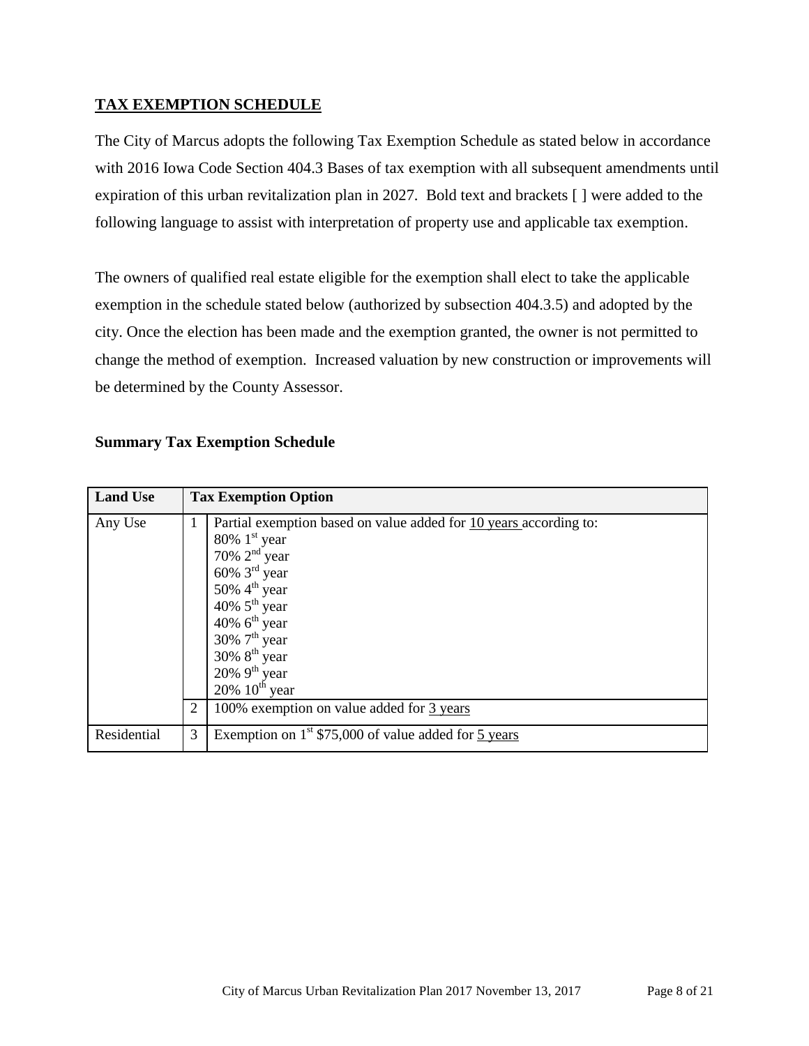## TAX EXEMPTION SCHEDULE

The City of Marcus adopts the following Tax Exemption Schedule as stated below in accordance with 2016 Iowa Code Section 404.3 Bases of tax exemption with all subsequent amendments until expiration of this urban revitalization plan in 2027. Bold text and brackets [ ] were added to the following language to assist with interpretation of property use and applicable tax exemption.

The owners of qualified real estate eligible for the exemption shall elect to take the applicable exemption in the schedule stated below (authorized by subsection 404.3.5) and adopted by the city. Once the election has been made and the exemption granted, the owner is not permitted to change the method of exemption. Increased valuation by new construction or improvements will be determined by the County Assessor.

### Summary Tax Exemption Schedule

| Land Use | Tax Exemption Option | |
|---|---|---|
| Any Use | 1 | Partial exemption based on value added for 10 years according to:<br>80% 1st year<br>70% 2nd year<br>60% 3rd year<br>50% 4th year<br>40% 5th year<br>40% 6th year<br>30% 7th year<br>30% 8th year<br>20% 9th year<br>20% 10th year |
| | 2 | 100% exemption on value added for 3 years |
| Residential | 3 | Exemption on 1st $75,000 of value added for 5 years |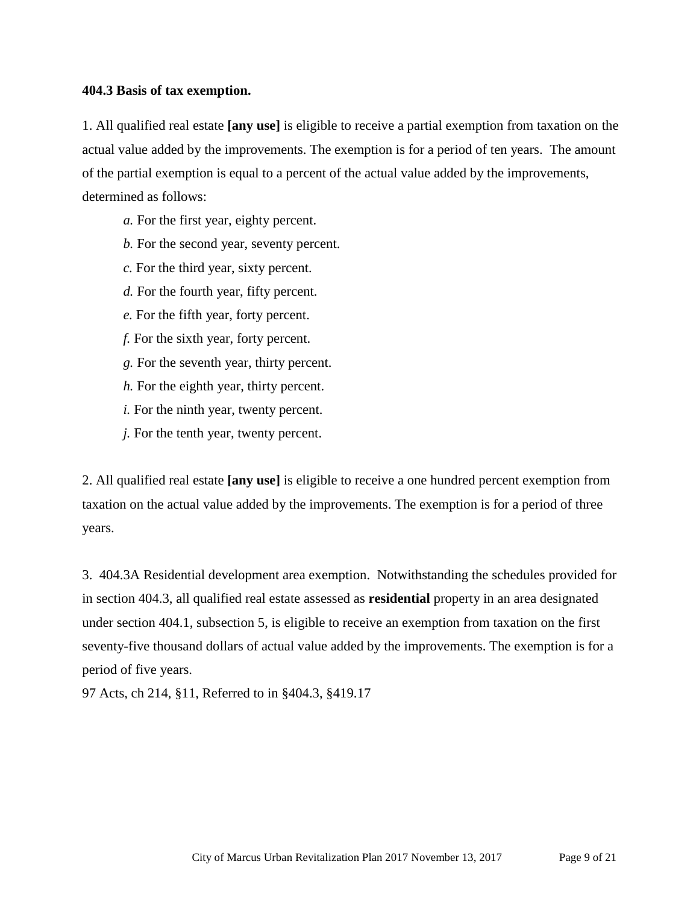**404.3 Basis of tax exemption.**

1. All qualified real estate **[any use]** is eligible to receive a partial exemption from taxation on the actual value added by the improvements. The exemption is for a period of ten years. The amount of the partial exemption is equal to a percent of the actual value added by the improvements, determined as follows:

    *a.* For the first year, eighty percent.
    *b.* For the second year, seventy percent.
    *c.* For the third year, sixty percent.
    *d.* For the fourth year, fifty percent.
    *e.* For the fifth year, forty percent.
    *f.* For the sixth year, forty percent.
    *g.* For the seventh year, thirty percent.
    *h.* For the eighth year, thirty percent.
    *i.* For the ninth year, twenty percent.
    *j.* For the tenth year, twenty percent.

2. All qualified real estate **[any use]** is eligible to receive a one hundred percent exemption from taxation on the actual value added by the improvements. The exemption is for a period of three years.

3. 404.3A Residential development area exemption. Notwithstanding the schedules provided for in section 404.3, all qualified real estate assessed as **residential** property in an area designated under section 404.1, subsection 5, is eligible to receive an exemption from taxation on the first seventy-five thousand dollars of actual value added by the improvements. The exemption is for a period of five years.

97 Acts, ch 214, §11, Referred to in §404.3, §419.17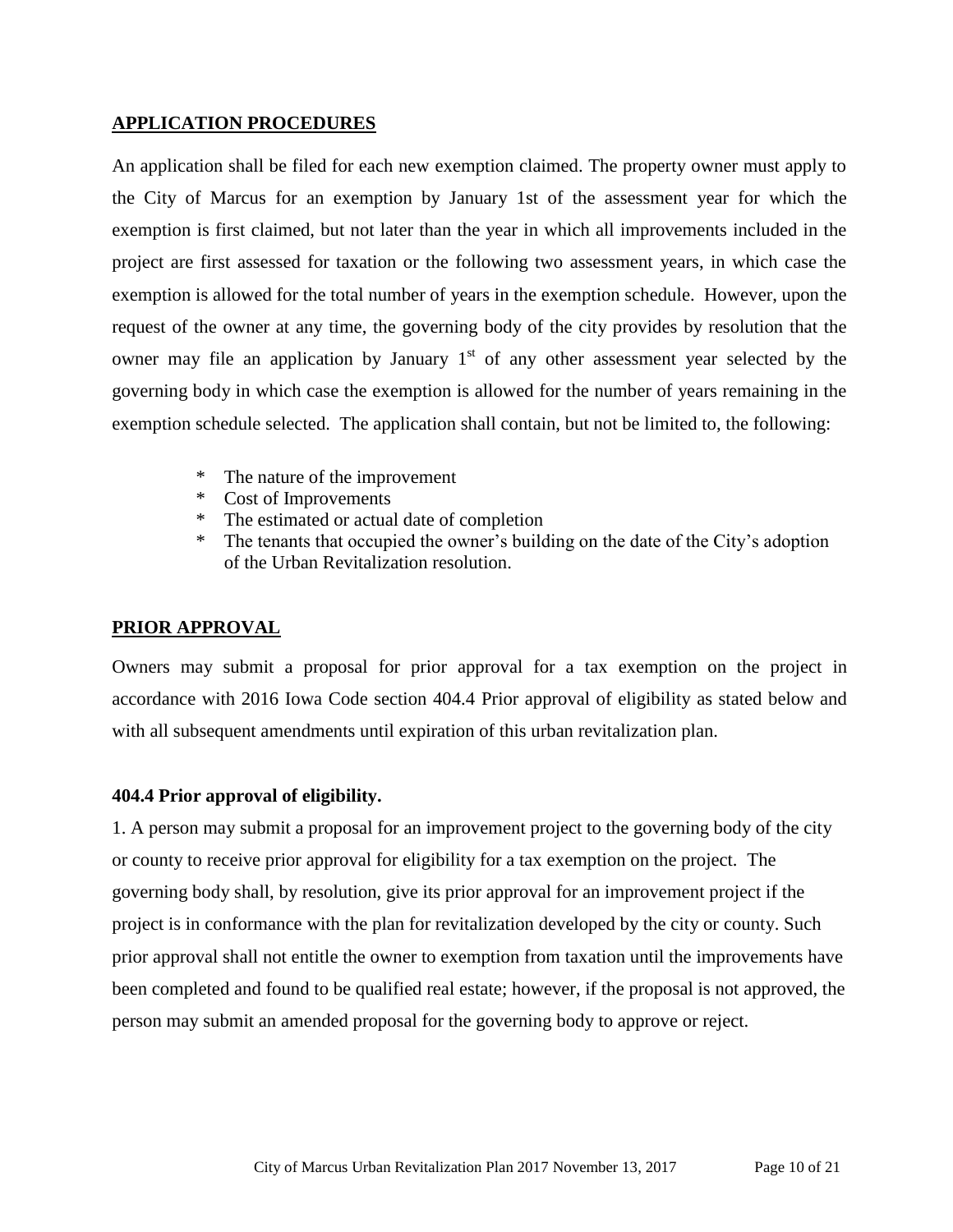## APPLICATION PROCEDURES

An application shall be filed for each new exemption claimed. The property owner must apply to the City of Marcus for an exemption by January 1st of the assessment year for which the exemption is first claimed, but not later than the year in which all improvements included in the project are first assessed for taxation or the following two assessment years, in which case the exemption is allowed for the total number of years in the exemption schedule. However, upon the request of the owner at any time, the governing body of the city provides by resolution that the owner may file an application by January 1st of any other assessment year selected by the governing body in which case the exemption is allowed for the number of years remaining in the exemption schedule selected. The application shall contain, but not be limited to, the following:

* The nature of the improvement
* Cost of Improvements
* The estimated or actual date of completion
* The tenants that occupied the owner's building on the date of the City's adoption of the Urban Revitalization resolution.

## PRIOR APPROVAL

Owners may submit a proposal for prior approval for a tax exemption on the project in accordance with 2016 Iowa Code section 404.4 Prior approval of eligibility as stated below and with all subsequent amendments until expiration of this urban revitalization plan.

### 404.4 Prior approval of eligibility.

1. A person may submit a proposal for an improvement project to the governing body of the city or county to receive prior approval for eligibility for a tax exemption on the project. The governing body shall, by resolution, give its prior approval for an improvement project if the project is in conformance with the plan for revitalization developed by the city or county. Such prior approval shall not entitle the owner to exemption from taxation until the improvements have been completed and found to be qualified real estate; however, if the proposal is not approved, the person may submit an amended proposal for the governing body to approve or reject.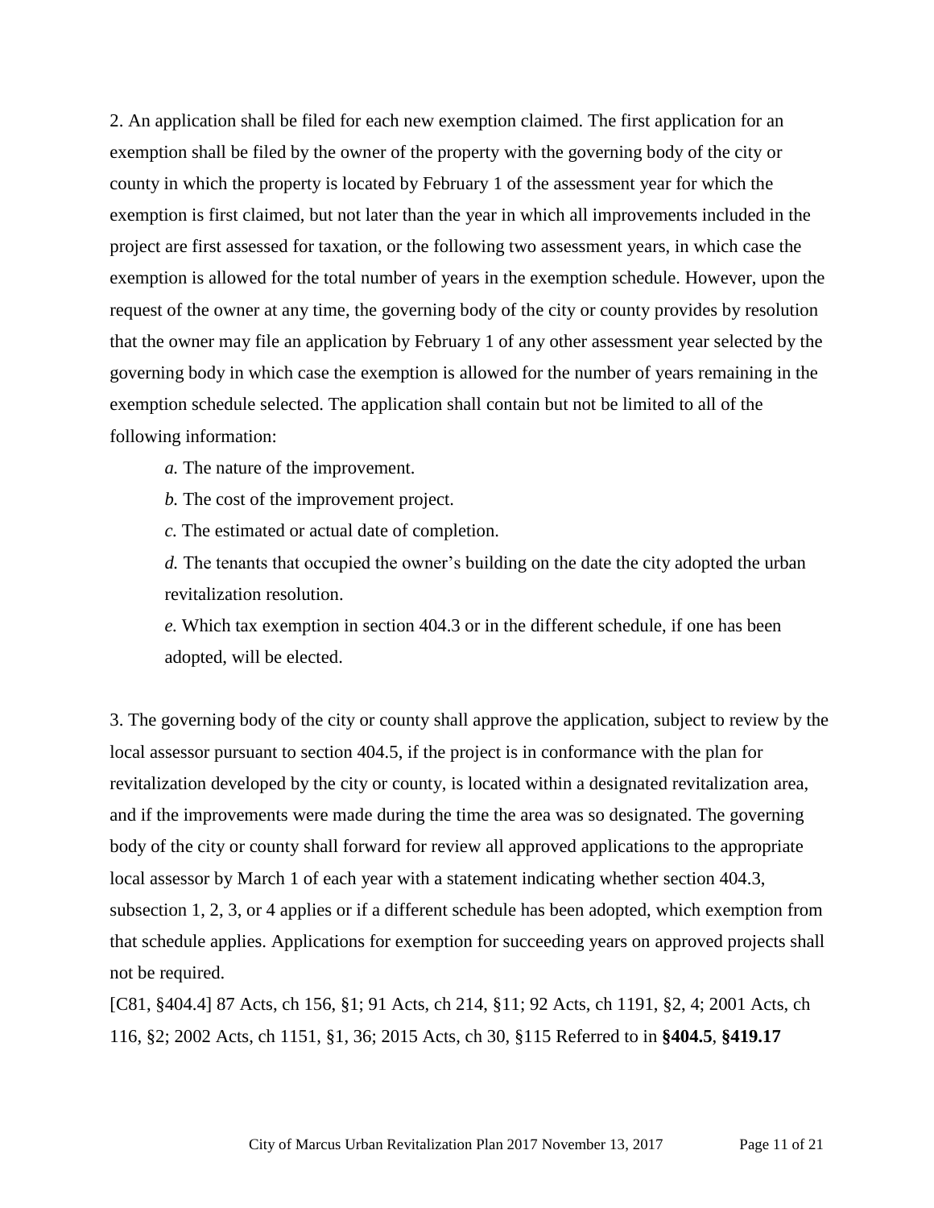2. An application shall be filed for each new exemption claimed. The first application for an exemption shall be filed by the owner of the property with the governing body of the city or county in which the property is located by February 1 of the assessment year for which the exemption is first claimed, but not later than the year in which all improvements included in the project are first assessed for taxation, or the following two assessment years, in which case the exemption is allowed for the total number of years in the exemption schedule. However, upon the request of the owner at any time, the governing body of the city or county provides by resolution that the owner may file an application by February 1 of any other assessment year selected by the governing body in which case the exemption is allowed for the number of years remaining in the exemption schedule selected. The application shall contain but not be limited to all of the following information:

*a.* The nature of the improvement.

*b.* The cost of the improvement project.

*c.* The estimated or actual date of completion.

*d.* The tenants that occupied the owner's building on the date the city adopted the urban revitalization resolution.

*e.* Which tax exemption in section 404.3 or in the different schedule, if one has been adopted, will be elected.

3. The governing body of the city or county shall approve the application, subject to review by the local assessor pursuant to section 404.5, if the project is in conformance with the plan for revitalization developed by the city or county, is located within a designated revitalization area, and if the improvements were made during the time the area was so designated. The governing body of the city or county shall forward for review all approved applications to the appropriate local assessor by March 1 of each year with a statement indicating whether section 404.3, subsection 1, 2, 3, or 4 applies or if a different schedule has been adopted, which exemption from that schedule applies. Applications for exemption for succeeding years on approved projects shall not be required.

[C81, §404.4] 87 Acts, ch 156, §1; 91 Acts, ch 214, §11; 92 Acts, ch 1191, §2, 4; 2001 Acts, ch 116, §2; 2002 Acts, ch 1151, §1, 36; 2015 Acts, ch 30, §115 Referred to in **§404.5**, **§419.17**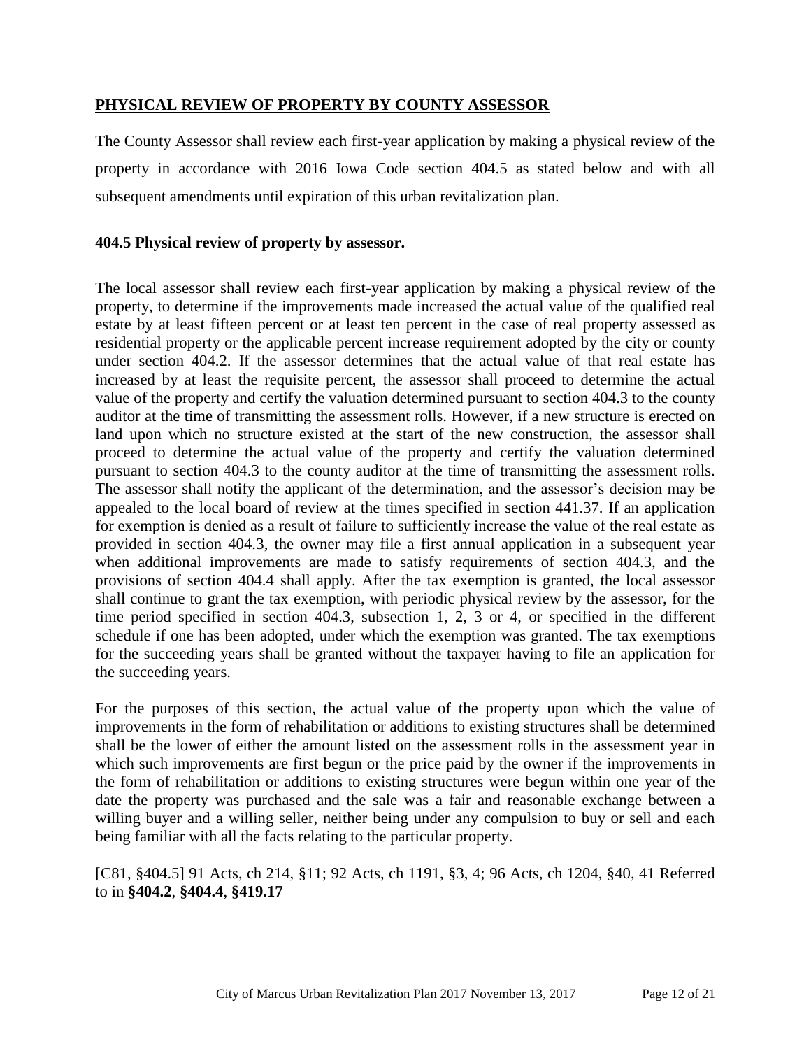## PHYSICAL REVIEW OF PROPERTY BY COUNTY ASSESSOR

The County Assessor shall review each first-year application by making a physical review of the property in accordance with 2016 Iowa Code section 404.5 as stated below and with all subsequent amendments until expiration of this urban revitalization plan.

### 404.5 Physical review of property by assessor.

The local assessor shall review each first-year application by making a physical review of the property, to determine if the improvements made increased the actual value of the qualified real estate by at least fifteen percent or at least ten percent in the case of real property assessed as residential property or the applicable percent increase requirement adopted by the city or county under section 404.2. If the assessor determines that the actual value of that real estate has increased by at least the requisite percent, the assessor shall proceed to determine the actual value of the property and certify the valuation determined pursuant to section 404.3 to the county auditor at the time of transmitting the assessment rolls. However, if a new structure is erected on land upon which no structure existed at the start of the new construction, the assessor shall proceed to determine the actual value of the property and certify the valuation determined pursuant to section 404.3 to the county auditor at the time of transmitting the assessment rolls. The assessor shall notify the applicant of the determination, and the assessor's decision may be appealed to the local board of review at the times specified in section 441.37. If an application for exemption is denied as a result of failure to sufficiently increase the value of the real estate as provided in section 404.3, the owner may file a first annual application in a subsequent year when additional improvements are made to satisfy requirements of section 404.3, and the provisions of section 404.4 shall apply. After the tax exemption is granted, the local assessor shall continue to grant the tax exemption, with periodic physical review by the assessor, for the time period specified in section 404.3, subsection 1, 2, 3 or 4, or specified in the different schedule if one has been adopted, under which the exemption was granted. The tax exemptions for the succeeding years shall be granted without the taxpayer having to file an application for the succeeding years.

For the purposes of this section, the actual value of the property upon which the value of improvements in the form of rehabilitation or additions to existing structures shall be determined shall be the lower of either the amount listed on the assessment rolls in the assessment year in which such improvements are first begun or the price paid by the owner if the improvements in the form of rehabilitation or additions to existing structures were begun within one year of the date the property was purchased and the sale was a fair and reasonable exchange between a willing buyer and a willing seller, neither being under any compulsion to buy or sell and each being familiar with all the facts relating to the particular property.

[C81, §404.5] 91 Acts, ch 214, §11; 92 Acts, ch 1191, §3, 4; 96 Acts, ch 1204, §40, 41 Referred to in **§404.2**, **§404.4**, **§419.17**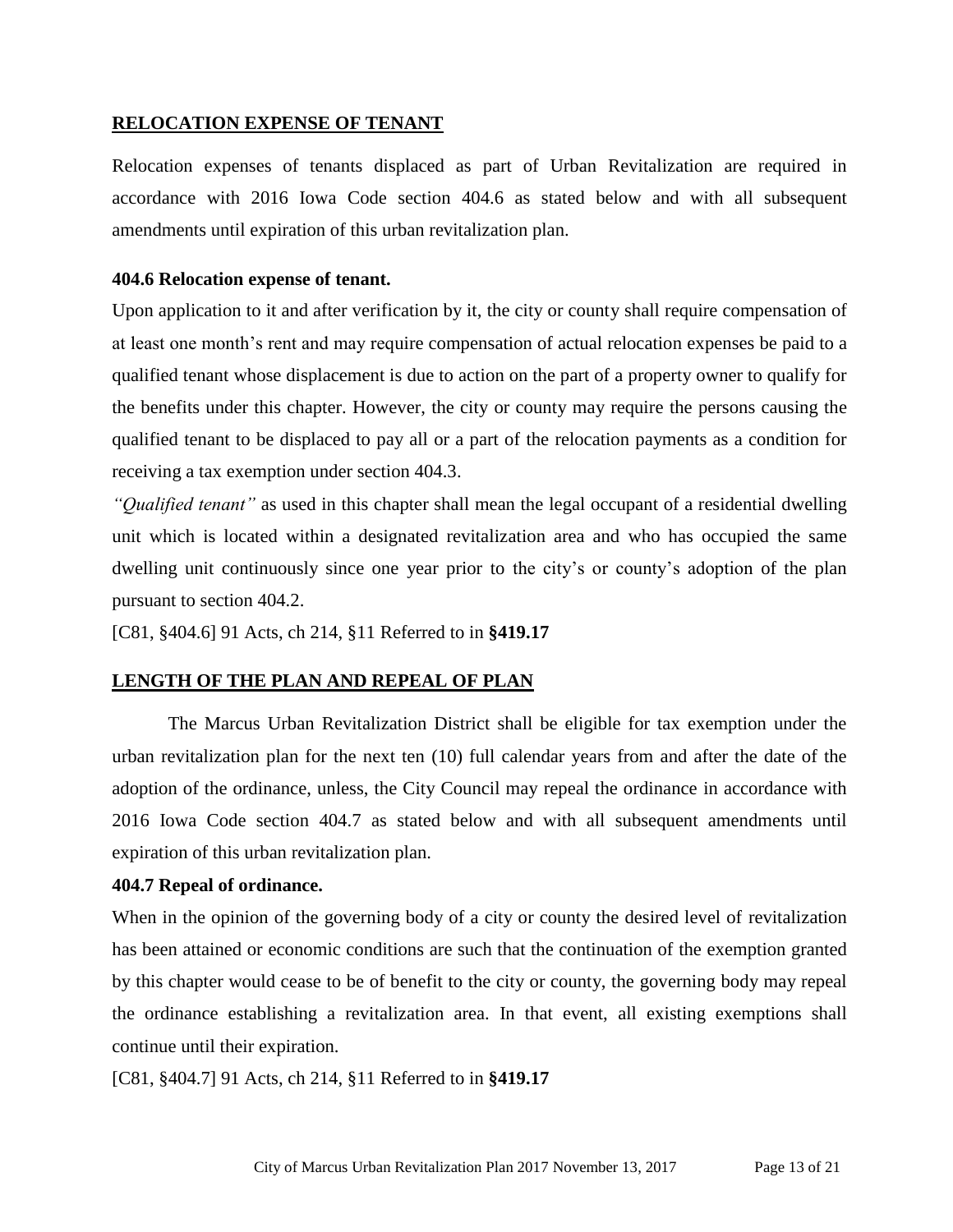**RELOCATION EXPENSE OF TENANT**

Relocation expenses of tenants displaced as part of Urban Revitalization are required in accordance with 2016 Iowa Code section 404.6 as stated below and with all subsequent amendments until expiration of this urban revitalization plan.

**404.6 Relocation expense of tenant.**

Upon application to it and after verification by it, the city or county shall require compensation of at least one month's rent and may require compensation of actual relocation expenses be paid to a qualified tenant whose displacement is due to action on the part of a property owner to qualify for the benefits under this chapter. However, the city or county may require the persons causing the qualified tenant to be displaced to pay all or a part of the relocation payments as a condition for receiving a tax exemption under section 404.3.

*"Qualified tenant"* as used in this chapter shall mean the legal occupant of a residential dwelling unit which is located within a designated revitalization area and who has occupied the same dwelling unit continuously since one year prior to the city's or county's adoption of the plan pursuant to section 404.2.

[C81, §404.6] 91 Acts, ch 214, §11 Referred to in **§419.17**

**LENGTH OF THE PLAN AND REPEAL OF PLAN**

The Marcus Urban Revitalization District shall be eligible for tax exemption under the urban revitalization plan for the next ten (10) full calendar years from and after the date of the adoption of the ordinance, unless, the City Council may repeal the ordinance in accordance with 2016 Iowa Code section 404.7 as stated below and with all subsequent amendments until expiration of this urban revitalization plan.

**404.7 Repeal of ordinance.**

When in the opinion of the governing body of a city or county the desired level of revitalization has been attained or economic conditions are such that the continuation of the exemption granted by this chapter would cease to be of benefit to the city or county, the governing body may repeal the ordinance establishing a revitalization area. In that event, all existing exemptions shall continue until their expiration.

[C81, §404.7] 91 Acts, ch 214, §11 Referred to in **§419.17**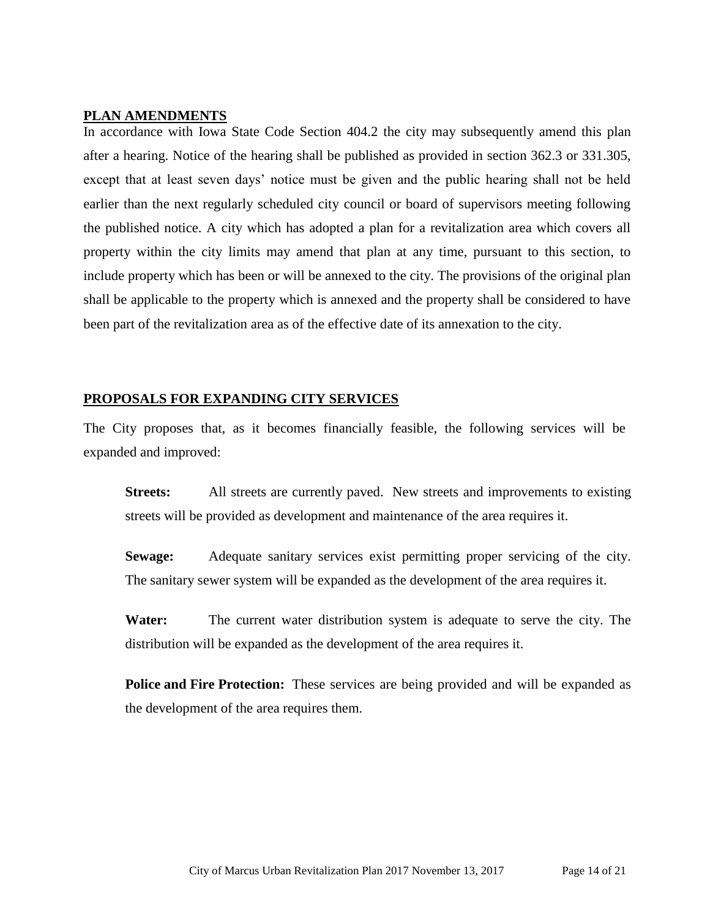## PLAN AMENDMENTS

In accordance with Iowa State Code Section 404.2 the city may subsequently amend this plan after a hearing. Notice of the hearing shall be published as provided in section 362.3 or 331.305, except that at least seven days' notice must be given and the public hearing shall not be held earlier than the next regularly scheduled city council or board of supervisors meeting following the published notice. A city which has adopted a plan for a revitalization area which covers all property within the city limits may amend that plan at any time, pursuant to this section, to include property which has been or will be annexed to the city. The provisions of the original plan shall be applicable to the property which is annexed and the property shall be considered to have been part of the revitalization area as of the effective date of its annexation to the city.

## PROPOSALS FOR EXPANDING CITY SERVICES

The City proposes that, as it becomes financially feasible, the following services will be expanded and improved:

**Streets:** All streets are currently paved. New streets and improvements to existing streets will be provided as development and maintenance of the area requires it.

**Sewage:** Adequate sanitary services exist permitting proper servicing of the city. The sanitary sewer system will be expanded as the development of the area requires it.

**Water:** The current water distribution system is adequate to serve the city. The distribution will be expanded as the development of the area requires it.

**Police and Fire Protection:** These services are being provided and will be expanded as the development of the area requires them.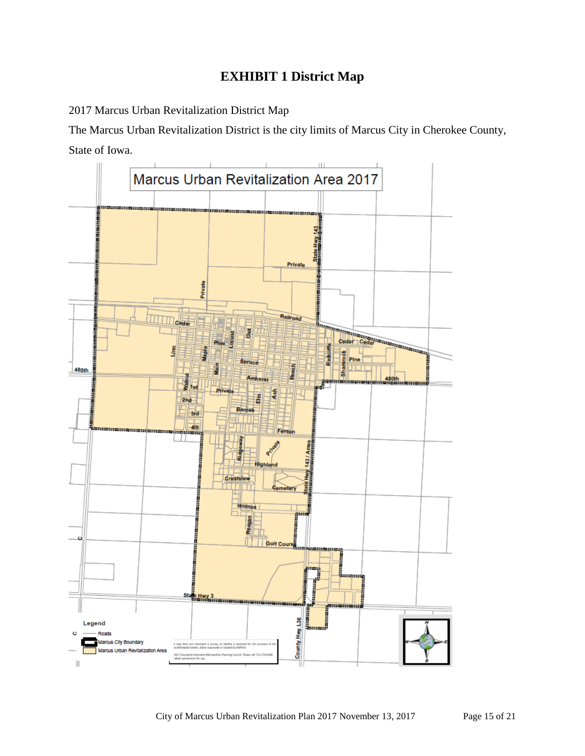# EXHIBIT 1 District Map

2017 Marcus Urban Revitalization District Map

The Marcus Urban Revitalization District is the city limits of Marcus City in Cherokee County, State of Iowa.

Marcus Urban Revitalization Area 2017

Legend

Roads

Marcus City Boundary

Marcus Urban Revitalization Area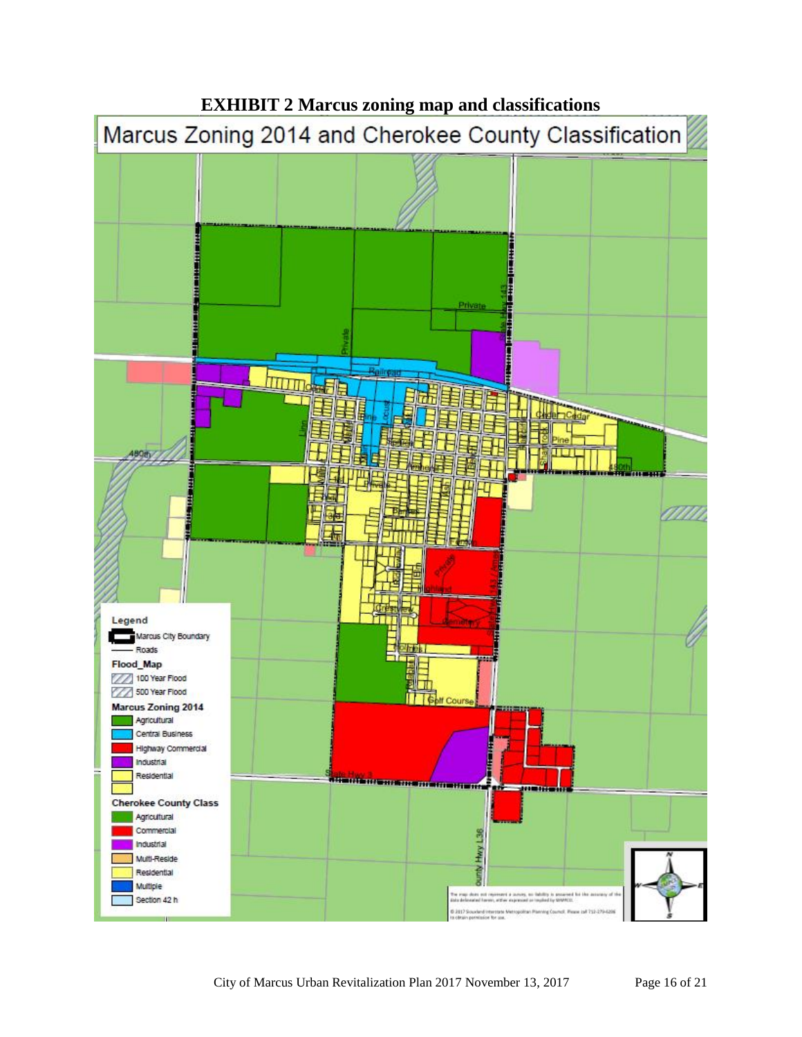**EXHIBIT 2 Marcus zoning map and classifications**

Marcus Zoning 2014 and Cherokee County Classification

Legend

Marcus City Boundary

Roads

Flood_Map

100 Year Flood

500 Year Flood

Marcus Zoning 2014

Agricultural

Central Business

Highway Commercial

Industrial

Residential

Cherokee County Class

Agricultural

Commercial

Industrial

Multi-Reside

Residential

Multiple

Section 42 h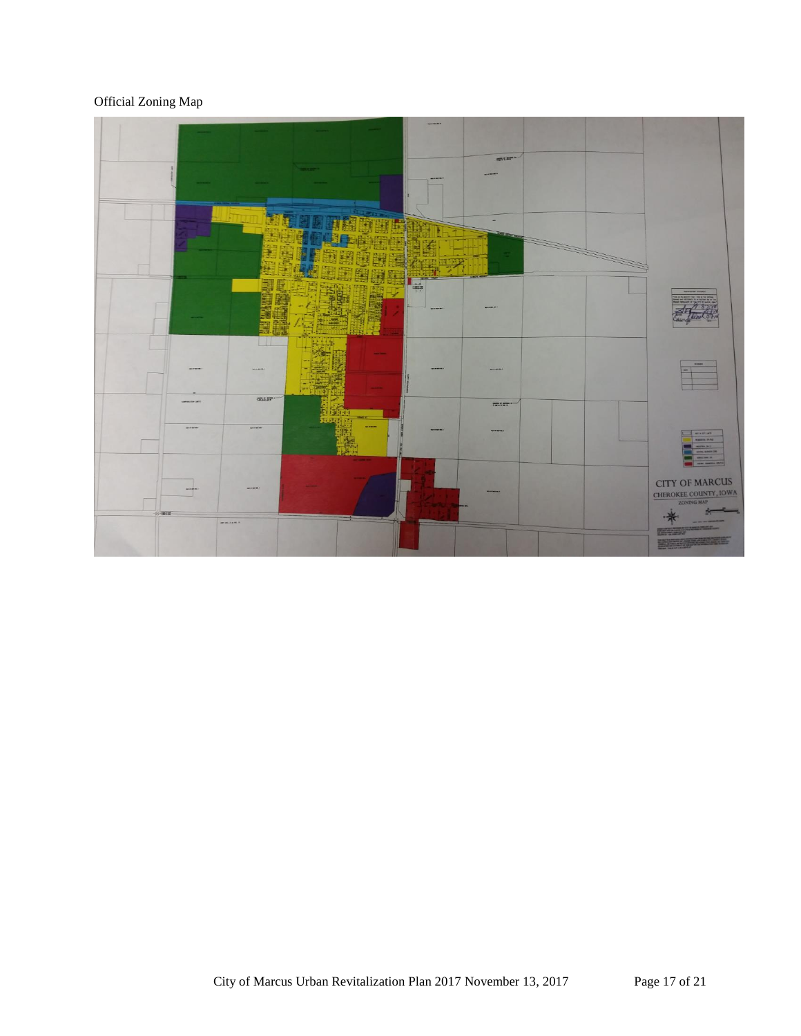Official Zoning Map

CITY OF MARCUS
CHEROKEE COUNTY, IOWA
ZONING MAP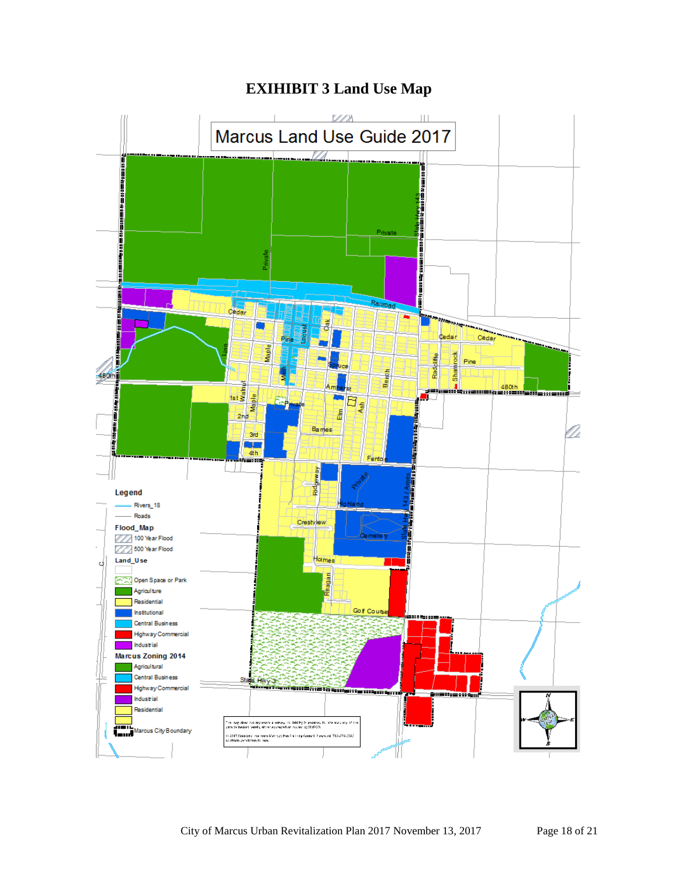# EXIHIBIT 3 Land Use Map

Marcus Land Use Guide 2017

Legend

Rivers_18

Roads

Flood_Map

100 Year Flood

500 Year Flood

Land_Use

Open Space or Park

Agriculture

Residential

Institutional

Central Business

Highway Commercial

Industrial

Marcus Zoning 2014

Agricultural

Central Business

Highway Commercial

Industrial

Residential

Marcus City Boundary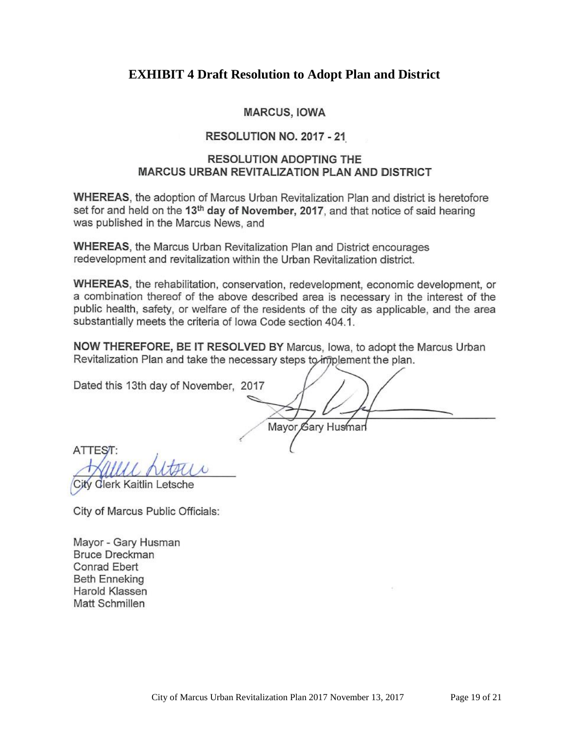## EXHIBIT 4 Draft Resolution to Adopt Plan and District

**MARCUS, IOWA**

**RESOLUTION NO. 2017 - 21**

**RESOLUTION ADOPTING THE MARCUS URBAN REVITALIZATION PLAN AND DISTRICT**

**WHEREAS**, the adoption of Marcus Urban Revitalization Plan and district is heretofore set for and held on the **13th day of November, 2017**, and that notice of said hearing was published in the Marcus News, and

**WHEREAS**, the Marcus Urban Revitalization Plan and District encourages redevelopment and revitalization within the Urban Revitalization district.

**WHEREAS**, the rehabilitation, conservation, redevelopment, economic development, or a combination thereof of the above described area is necessary in the interest of the public health, safety, or welfare of the residents of the city as applicable, and the area substantially meets the criteria of Iowa Code section 404.1.

**NOW THEREFORE, BE IT RESOLVED BY** Marcus, Iowa, to adopt the Marcus Urban Revitalization Plan and take the necessary steps to implement the plan.

Dated this 13th day of November, 2017

Mayor Gary Husman

ATTEST:

City Clerk Kaitlin Letsche

City of Marcus Public Officials:

Mayor - Gary Husman
Bruce Dreckman
Conrad Ebert
Beth Enneking
Harold Klassen
Matt Schmillen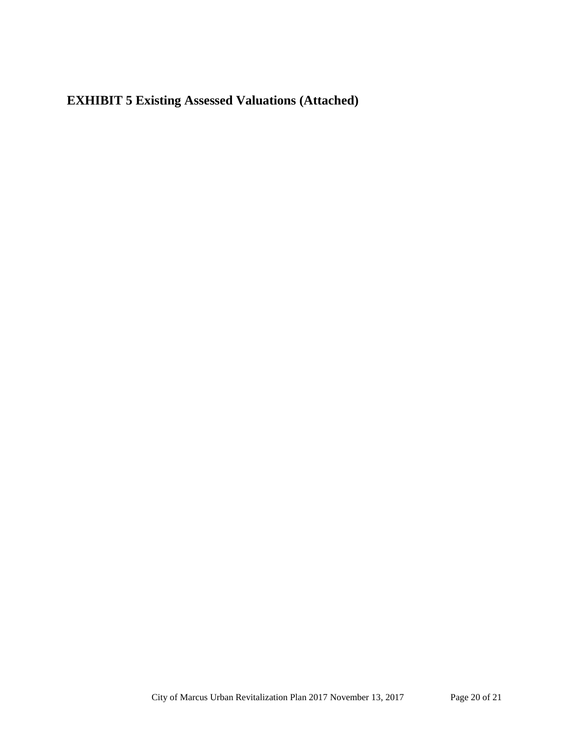## EXHIBIT 5 Existing Assessed Valuations (Attached)